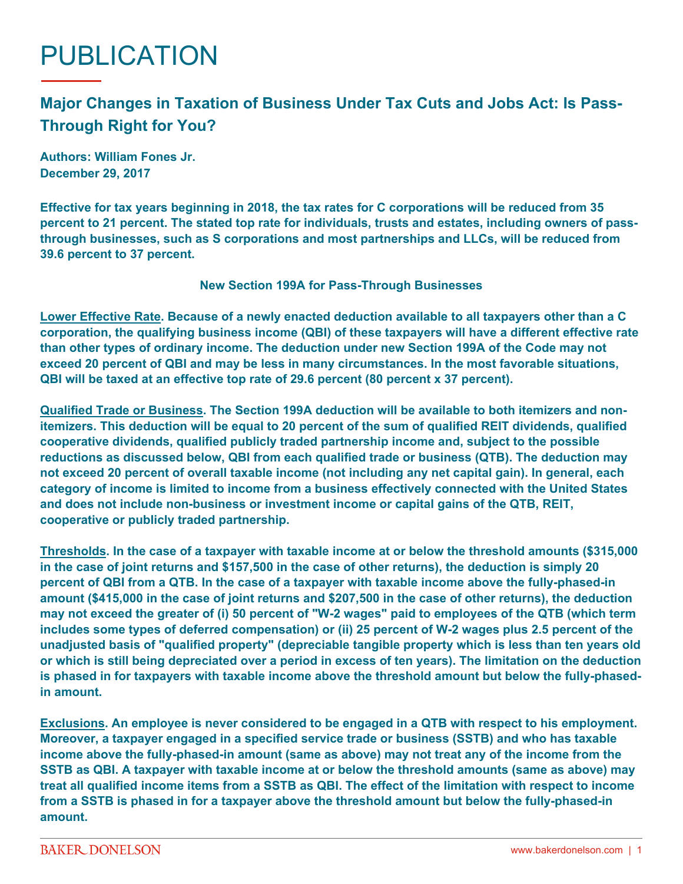# PUBLICATION

## Major Changes in Taxation of Business Under Tax Cuts and Jobs Act: Is Pass-Through Right for You?

**Authors: William Fones Jr.**
**December 29, 2017**

**Effective for tax years beginning in 2018, the tax rates for C corporations will be reduced from 35 percent to 21 percent. The stated top rate for individuals, trusts and estates, including owners of pass-through businesses, such as S corporations and most partnerships and LLCs, will be reduced from 39.6 percent to 37 percent.**

### New Section 199A for Pass-Through Businesses

**Lower Effective Rate. Because of a newly enacted deduction available to all taxpayers other than a C corporation, the qualifying business income (QBI) of these taxpayers will have a different effective rate than other types of ordinary income. The deduction under new Section 199A of the Code may not exceed 20 percent of QBI and may be less in many circumstances. In the most favorable situations, QBI will be taxed at an effective top rate of 29.6 percent (80 percent x 37 percent).**

**Qualified Trade or Business. The Section 199A deduction will be available to both itemizers and non-itemizers. This deduction will be equal to 20 percent of the sum of qualified REIT dividends, qualified cooperative dividends, qualified publicly traded partnership income and, subject to the possible reductions as discussed below, QBI from each qualified trade or business (QTB). The deduction may not exceed 20 percent of overall taxable income (not including any net capital gain). In general, each category of income is limited to income from a business effectively connected with the United States and does not include non-business or investment income or capital gains of the QTB, REIT, cooperative or publicly traded partnership.**

**Thresholds. In the case of a taxpayer with taxable income at or below the threshold amounts ($315,000 in the case of joint returns and $157,500 in the case of other returns), the deduction is simply 20 percent of QBI from a QTB. In the case of a taxpayer with taxable income above the fully-phased-in amount ($415,000 in the case of joint returns and $207,500 in the case of other returns), the deduction may not exceed the greater of (i) 50 percent of "W-2 wages" paid to employees of the QTB (which term includes some types of deferred compensation) or (ii) 25 percent of W-2 wages plus 2.5 percent of the unadjusted basis of "qualified property" (depreciable tangible property which is less than ten years old or which is still being depreciated over a period in excess of ten years). The limitation on the deduction is phased in for taxpayers with taxable income above the threshold amount but below the fully-phased-in amount.**

**Exclusions. An employee is never considered to be engaged in a QTB with respect to his employment. Moreover, a taxpayer engaged in a specified service trade or business (SSTB) and who has taxable income above the fully-phased-in amount (same as above) may not treat any of the income from the SSTB as QBI. A taxpayer with taxable income at or below the threshold amounts (same as above) may treat all qualified income items from a SSTB as QBI. The effect of the limitation with respect to income from a SSTB is phased in for a taxpayer above the threshold amount but below the fully-phased-in amount.**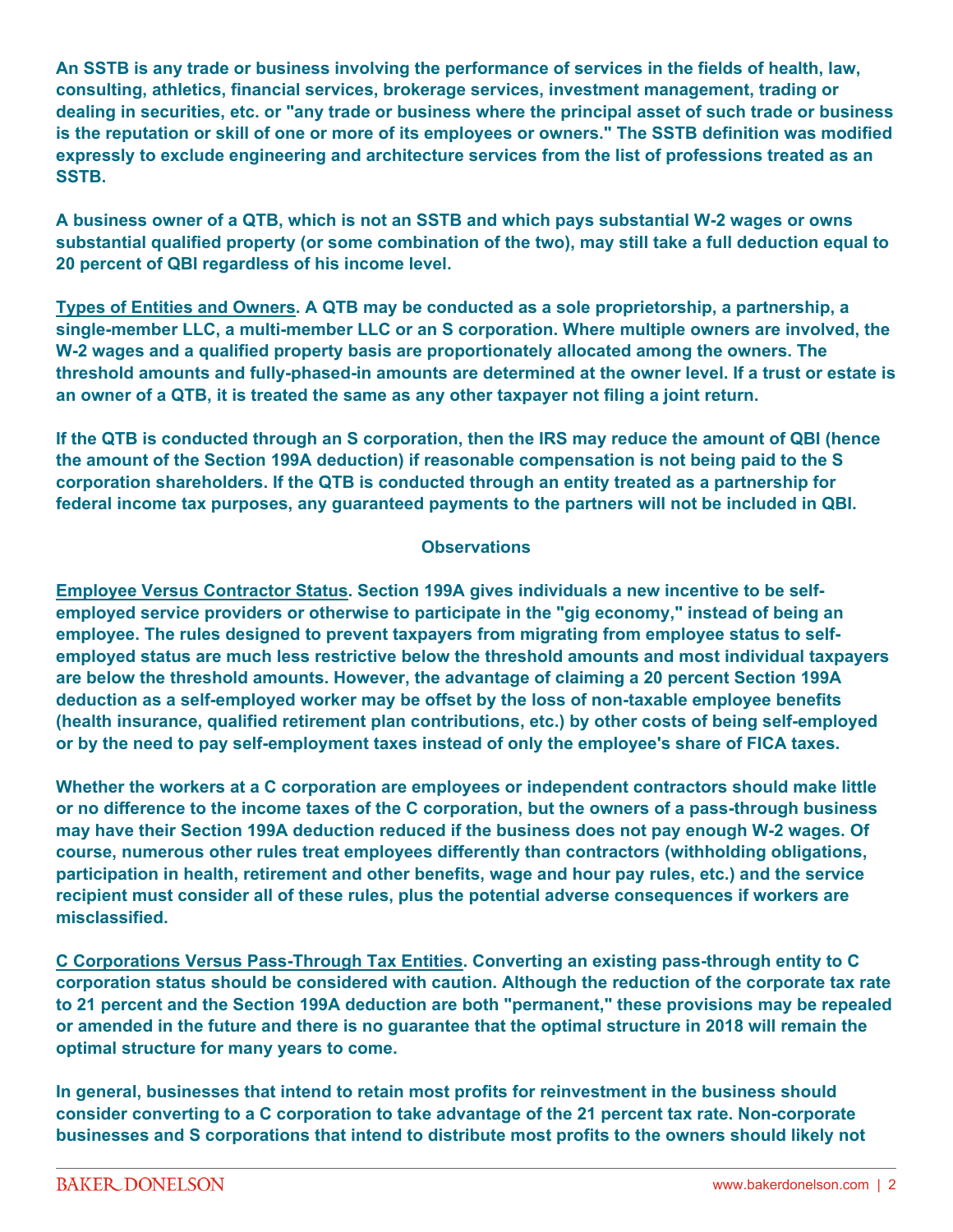An SSTB is any trade or business involving the performance of services in the fields of health, law, consulting, athletics, financial services, brokerage services, investment management, trading or dealing in securities, etc. or "any trade or business where the principal asset of such trade or business is the reputation or skill of one or more of its employees or owners." The SSTB definition was modified expressly to exclude engineering and architecture services from the list of professions treated as an SSTB.

A business owner of a QTB, which is not an SSTB and which pays substantial W-2 wages or owns substantial qualified property (or some combination of the two), may still take a full deduction equal to 20 percent of QBI regardless of his income level.

Types of Entities and Owners. A QTB may be conducted as a sole proprietorship, a partnership, a single-member LLC, a multi-member LLC or an S corporation. Where multiple owners are involved, the W-2 wages and a qualified property basis are proportionately allocated among the owners. The threshold amounts and fully-phased-in amounts are determined at the owner level. If a trust or estate is an owner of a QTB, it is treated the same as any other taxpayer not filing a joint return.

If the QTB is conducted through an S corporation, then the IRS may reduce the amount of QBI (hence the amount of the Section 199A deduction) if reasonable compensation is not being paid to the S corporation shareholders. If the QTB is conducted through an entity treated as a partnership for federal income tax purposes, any guaranteed payments to the partners will not be included in QBI.

## Observations

Employee Versus Contractor Status. Section 199A gives individuals a new incentive to be self-employed service providers or otherwise to participate in the "gig economy," instead of being an employee. The rules designed to prevent taxpayers from migrating from employee status to self-employed status are much less restrictive below the threshold amounts and most individual taxpayers are below the threshold amounts. However, the advantage of claiming a 20 percent Section 199A deduction as a self-employed worker may be offset by the loss of non-taxable employee benefits (health insurance, qualified retirement plan contributions, etc.) by other costs of being self-employed or by the need to pay self-employment taxes instead of only the employee's share of FICA taxes.

Whether the workers at a C corporation are employees or independent contractors should make little or no difference to the income taxes of the C corporation, but the owners of a pass-through business may have their Section 199A deduction reduced if the business does not pay enough W-2 wages. Of course, numerous other rules treat employees differently than contractors (withholding obligations, participation in health, retirement and other benefits, wage and hour pay rules, etc.) and the service recipient must consider all of these rules, plus the potential adverse consequences if workers are misclassified.

C Corporations Versus Pass-Through Tax Entities. Converting an existing pass-through entity to C corporation status should be considered with caution. Although the reduction of the corporate tax rate to 21 percent and the Section 199A deduction are both "permanent," these provisions may be repealed or amended in the future and there is no guarantee that the optimal structure in 2018 will remain the optimal structure for many years to come.

In general, businesses that intend to retain most profits for reinvestment in the business should consider converting to a C corporation to take advantage of the 21 percent tax rate. Non-corporate businesses and S corporations that intend to distribute most profits to the owners should likely not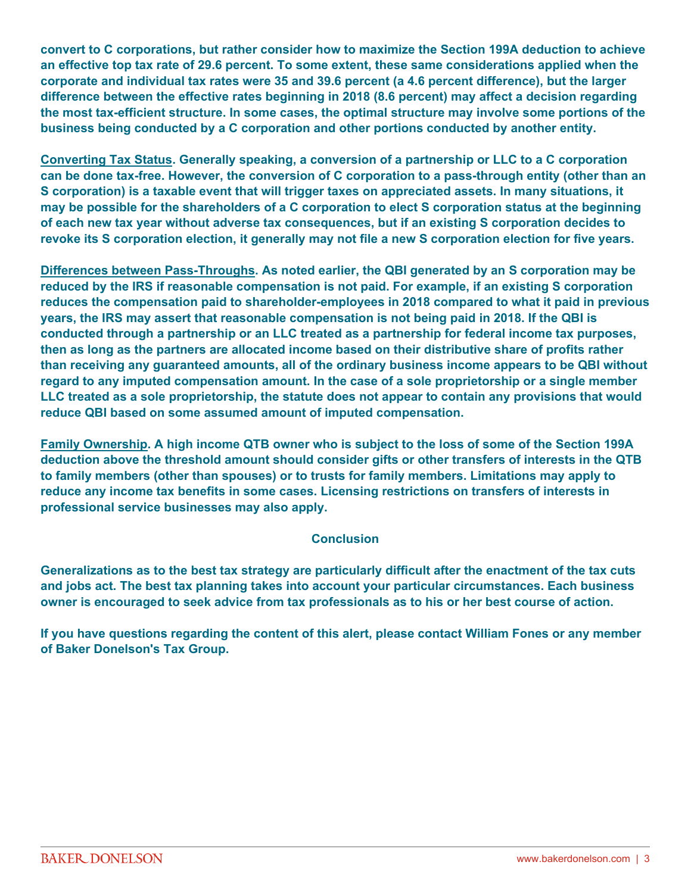**convert to C corporations, but rather consider how to maximize the Section 199A deduction to achieve an effective top tax rate of 29.6 percent. To some extent, these same considerations applied when the corporate and individual tax rates were 35 and 39.6 percent (a 4.6 percent difference), but the larger difference between the effective rates beginning in 2018 (8.6 percent) may affect a decision regarding the most tax-efficient structure. In some cases, the optimal structure may involve some portions of the business being conducted by a C corporation and other portions conducted by another entity.**

**<u>Converting Tax Status</u>. Generally speaking, a conversion of a partnership or LLC to a C corporation can be done tax-free. However, the conversion of C corporation to a pass-through entity (other than an S corporation) is a taxable event that will trigger taxes on appreciated assets. In many situations, it may be possible for the shareholders of a C corporation to elect S corporation status at the beginning of each new tax year without adverse tax consequences, but if an existing S corporation decides to revoke its S corporation election, it generally may not file a new S corporation election for five years.**

**<u>Differences between Pass-Throughs</u>. As noted earlier, the QBI generated by an S corporation may be reduced by the IRS if reasonable compensation is not paid. For example, if an existing S corporation reduces the compensation paid to shareholder-employees in 2018 compared to what it paid in previous years, the IRS may assert that reasonable compensation is not being paid in 2018. If the QBI is conducted through a partnership or an LLC treated as a partnership for federal income tax purposes, then as long as the partners are allocated income based on their distributive share of profits rather than receiving any guaranteed amounts, all of the ordinary business income appears to be QBI without regard to any imputed compensation amount. In the case of a sole proprietorship or a single member LLC treated as a sole proprietorship, the statute does not appear to contain any provisions that would reduce QBI based on some assumed amount of imputed compensation.**

**<u>Family Ownership</u>. A high income QTB owner who is subject to the loss of some of the Section 199A deduction above the threshold amount should consider gifts or other transfers of interests in the QTB to family members (other than spouses) or to trusts for family members. Limitations may apply to reduce any income tax benefits in some cases. Licensing restrictions on transfers of interests in professional service businesses may also apply.**

## Conclusion

**Generalizations as to the best tax strategy are particularly difficult after the enactment of the tax cuts and jobs act. The best tax planning takes into account your particular circumstances. Each business owner is encouraged to seek advice from tax professionals as to his or her best course of action.**

**If you have questions regarding the content of this alert, please contact William Fones or any member of Baker Donelson's Tax Group.**